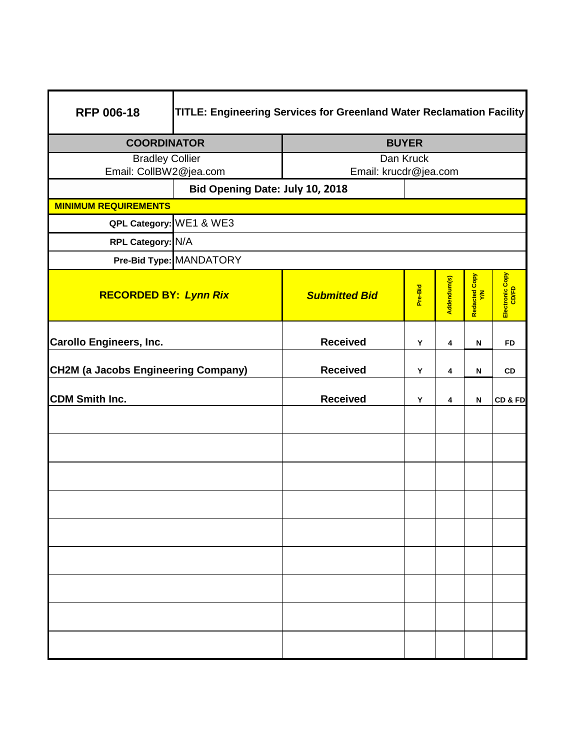| RFP 006-18 | TITLE: Engineering Services for Greenland Water Reclamation Facility | | | | | |
|---|---|---|---|---|---|---|
| **COORDINATOR** | | **BUYER** | | | | |
| Bradley Collier<br>Email: CollBW2@jea.com | | Dan Kruck<br>Email: krucdr@jea.com | | | | |
| | Bid Opening Date: July 10, 2018 | | | | | |
| **MINIMUM REQUIREMENTS** | | | | | | |
| QPL Category: | WE1 & WE3 | | | | | |
| RPL Category: | N/A | | | | | |
| Pre-Bid Type: | MANDATORY | | | | | |

| RECORDED BY: *Lynn Rix* | *Submitted Bid* | Pre-Bid | Addendum(s) | Redacted Copy Y/N | Electronic Copy CD/FD |
|---|---|---|---|---|---|
| **Carollo Engineers, Inc.** | **Received** | Y | 4 | N | FD |
| **CH2M (a Jacobs Engineering Company)** | **Received** | Y | 4 | N | CD |
| **CDM Smith Inc.** | **Received** | Y | 4 | N | CD & FD |
| | | | | | |
| | | | | | |
| | | | | | |
| | | | | | |
| | | | | | |
| | | | | | |
| | | | | | |
| | | | | | |
| | | | | | |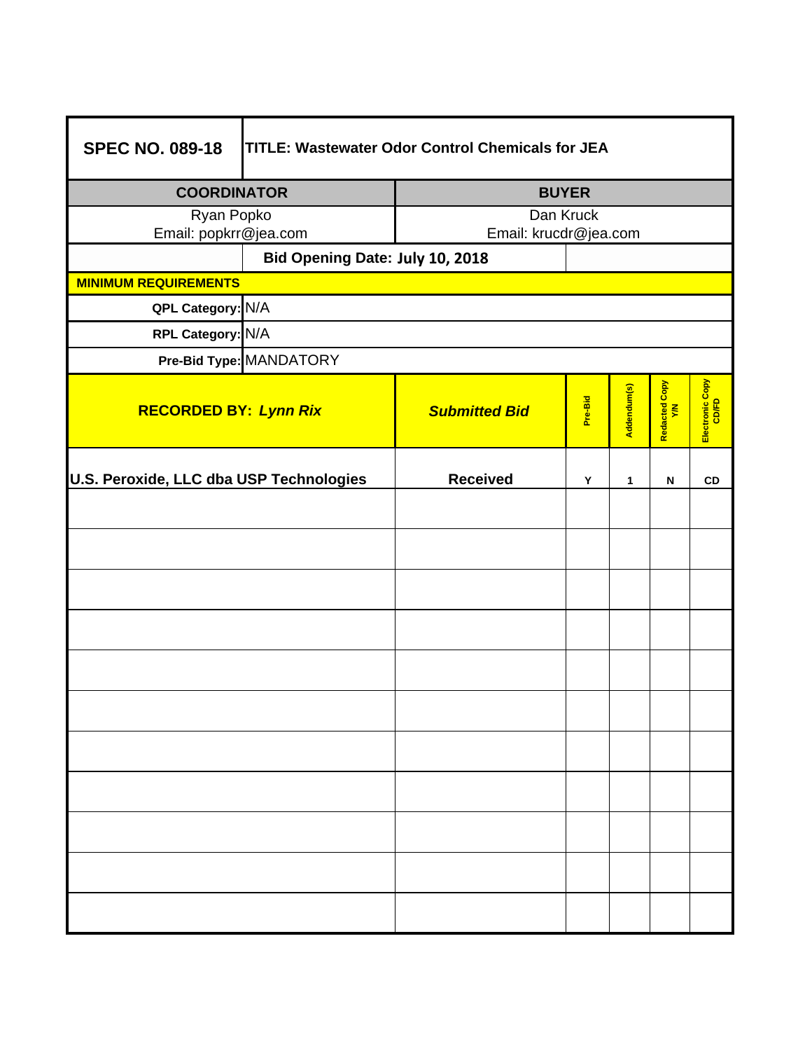| **SPEC NO. 089-18** | **TITLE: Wastewater Odor Control Chemicals for JEA** | | | | | |
|---|---|---|---|---|---|---|
| **COORDINATOR** | | **BUYER** | | | | |
| Ryan Popko<br>Email: popkrr@jea.com | | Dan Kruck<br>Email: krucdr@jea.com | | | | |
| | **Bid Opening Date: July 10, 2018** | | | | | |
| **MINIMUM REQUIREMENTS** | | | | | | |
| **QPL Category:** | N/A | | | | | |
| **RPL Category:** | N/A | | | | | |
| **Pre-Bid Type:** | MANDATORY | | | | | |

| **RECORDED BY:** ***Lynn Rix*** | ***Submitted Bid*** | **Pre-Bid** | **Addendum(s)** | **Redacted Copy Y/N** | **Electronic Copy CD/FD** |
|---|---|---|---|---|---|
| **U.S. Peroxide, LLC dba USP Technologies** | **Received** | **Y** | **1** | **N** | **CD** |
| | | | | | |
| | | | | | |
| | | | | | |
| | | | | | |
| | | | | | |
| | | | | | |
| | | | | | |
| | | | | | |
| | | | | | |
| | | | | | |
| | | | | | |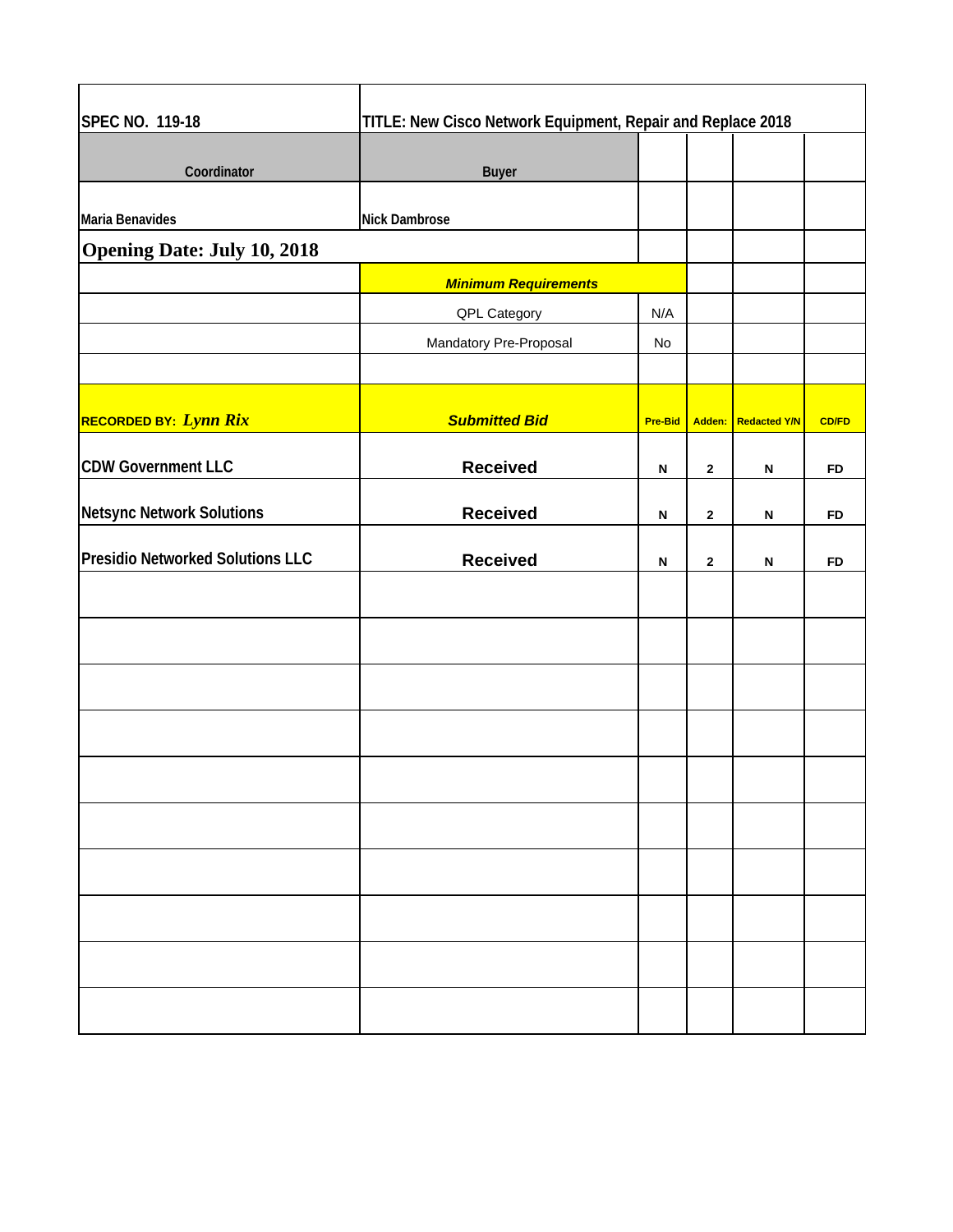| | | | | | |
|---|---|---|---|---|---|
| SPEC NO. 119-18 | TITLE: New Cisco Network Equipment, Repair and Replace 2018 | | | | |
| Coordinator | Buyer | | | | |
| Maria Benavides | Nick Dambrose | | | | |
| **Opening Date: July 10, 2018** | | | | | |
| | ***Minimum Requirements*** | | | | |
| | QPL Category | N/A | | | |
| | Mandatory Pre-Proposal | No | | | |
| | | | | | |
| **RECORDED BY:** ***Lynn Rix*** | ***Submitted Bid*** | **Pre-Bid** | **Adden:** | **Redacted Y/N** | **CD/FD** |
| CDW Government LLC | **Received** | **N** | **2** | **N** | **FD** |
| Netsync Network Solutions | **Received** | **N** | **2** | **N** | **FD** |
| Presidio Networked Solutions LLC | **Received** | **N** | **2** | **N** | **FD** |